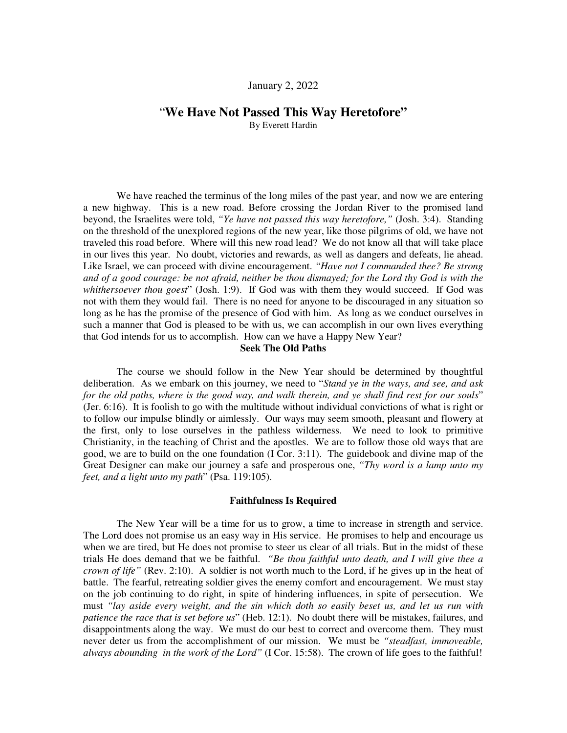January 2, 2022

# "We Have Not Passed This Way Heretofore"

By Everett Hardin

We have reached the terminus of the long miles of the past year, and now we are entering a new highway. This is a new road. Before crossing the Jordan River to the promised land beyond, the Israelites were told, *"Ye have not passed this way heretofore,"* (Josh. 3:4). Standing on the threshold of the unexplored regions of the new year, like those pilgrims of old, we have not traveled this road before. Where will this new road lead? We do not know all that will take place in our lives this year. No doubt, victories and rewards, as well as dangers and defeats, lie ahead. Like Israel, we can proceed with divine encouragement. *"Have not I commanded thee? Be strong and of a good courage: be not afraid, neither be thou dismayed; for the Lord thy God is with the whithersoever thou goest*" (Josh. 1:9). If God was with them they would succeed. If God was not with them they would fail. There is no need for anyone to be discouraged in any situation so long as he has the promise of the presence of God with him. As long as we conduct ourselves in such a manner that God is pleased to be with us, we can accomplish in our own lives everything that God intends for us to accomplish. How can we have a Happy New Year?

## Seek The Old Paths

The course we should follow in the New Year should be determined by thoughtful deliberation. As we embark on this journey, we need to "*Stand ye in the ways, and see, and ask for the old paths, where is the good way, and walk therein, and ye shall find rest for our souls*" (Jer. 6:16). It is foolish to go with the multitude without individual convictions of what is right or to follow our impulse blindly or aimlessly. Our ways may seem smooth, pleasant and flowery at the first, only to lose ourselves in the pathless wilderness. We need to look to primitive Christianity, in the teaching of Christ and the apostles. We are to follow those old ways that are good, we are to build on the one foundation (I Cor. 3:11). The guidebook and divine map of the Great Designer can make our journey a safe and prosperous one, *"Thy word is a lamp unto my feet, and a light unto my path*" (Psa. 119:105).

## Faithfulness Is Required

The New Year will be a time for us to grow, a time to increase in strength and service. The Lord does not promise us an easy way in His service. He promises to help and encourage us when we are tired, but He does not promise to steer us clear of all trials. But in the midst of these trials He does demand that we be faithful. *"Be thou faithful unto death, and I will give thee a crown of life"* (Rev. 2:10). A soldier is not worth much to the Lord, if he gives up in the heat of battle. The fearful, retreating soldier gives the enemy comfort and encouragement. We must stay on the job continuing to do right, in spite of hindering influences, in spite of persecution. We must *"lay aside every weight, and the sin which doth so easily beset us, and let us run with patience the race that is set before us*" (Heb. 12:1). No doubt there will be mistakes, failures, and disappointments along the way. We must do our best to correct and overcome them. They must never deter us from the accomplishment of our mission. We must be *"steadfast, immoveable, always abounding in the work of the Lord"* (I Cor. 15:58). The crown of life goes to the faithful!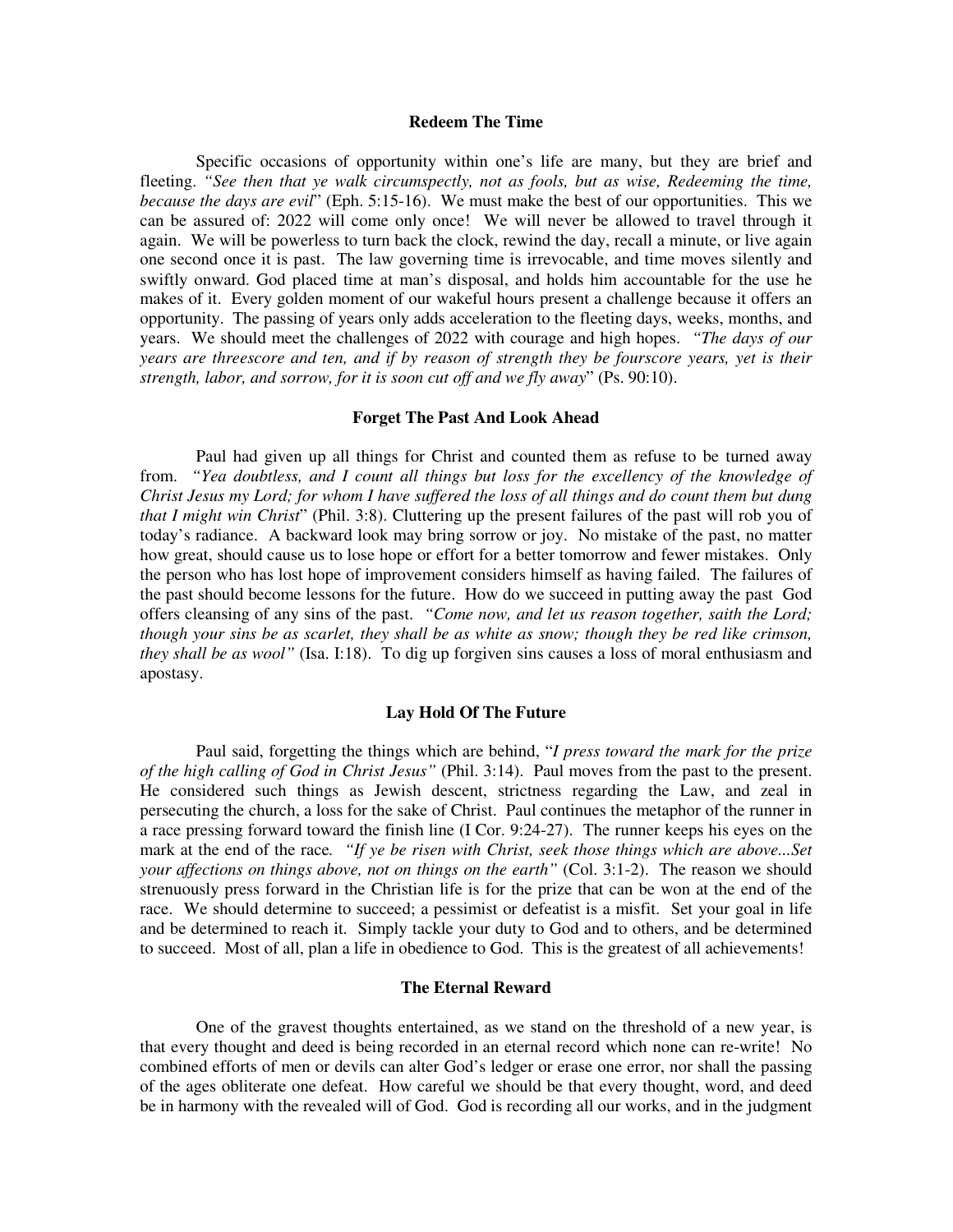## Redeem The Time

Specific occasions of opportunity within one's life are many, but they are brief and fleeting. *"See then that ye walk circumspectly, not as fools, but as wise, Redeeming the time, because the days are evil*" (Eph. 5:15-16). We must make the best of our opportunities. This we can be assured of: 2022 will come only once! We will never be allowed to travel through it again. We will be powerless to turn back the clock, rewind the day, recall a minute, or live again one second once it is past. The law governing time is irrevocable, and time moves silently and swiftly onward. God placed time at man's disposal, and holds him accountable for the use he makes of it. Every golden moment of our wakeful hours present a challenge because it offers an opportunity. The passing of years only adds acceleration to the fleeting days, weeks, months, and years. We should meet the challenges of 2022 with courage and high hopes. *"The days of our years are threescore and ten, and if by reason of strength they be fourscore years, yet is their strength, labor, and sorrow, for it is soon cut off and we fly away*" (Ps. 90:10).

## Forget The Past And Look Ahead

Paul had given up all things for Christ and counted them as refuse to be turned away from. *"Yea doubtless, and I count all things but loss for the excellency of the knowledge of Christ Jesus my Lord; for whom I have suffered the loss of all things and do count them but dung that I might win Christ*" (Phil. 3:8). Cluttering up the present failures of the past will rob you of today's radiance. A backward look may bring sorrow or joy. No mistake of the past, no matter how great, should cause us to lose hope or effort for a better tomorrow and fewer mistakes. Only the person who has lost hope of improvement considers himself as having failed. The failures of the past should become lessons for the future. How do we succeed in putting away the past God offers cleansing of any sins of the past. *"Come now, and let us reason together, saith the Lord; though your sins be as scarlet, they shall be as white as snow; though they be red like crimson, they shall be as wool"* (Isa. I:18). To dig up forgiven sins causes a loss of moral enthusiasm and apostasy.

## Lay Hold Of The Future

Paul said, forgetting the things which are behind, "*I press toward the mark for the prize of the high calling of God in Christ Jesus"* (Phil. 3:14). Paul moves from the past to the present. He considered such things as Jewish descent, strictness regarding the Law, and zeal in persecuting the church, a loss for the sake of Christ. Paul continues the metaphor of the runner in a race pressing forward toward the finish line (I Cor. 9:24-27). The runner keeps his eyes on the mark at the end of the race. *"If ye be risen with Christ, seek those things which are above...Set your affections on things above, not on things on the earth"* (Col. 3:1-2). The reason we should strenuously press forward in the Christian life is for the prize that can be won at the end of the race. We should determine to succeed; a pessimist or defeatist is a misfit. Set your goal in life and be determined to reach it. Simply tackle your duty to God and to others, and be determined to succeed. Most of all, plan a life in obedience to God. This is the greatest of all achievements!

## The Eternal Reward

One of the gravest thoughts entertained, as we stand on the threshold of a new year, is that every thought and deed is being recorded in an eternal record which none can re-write! No combined efforts of men or devils can alter God's ledger or erase one error, nor shall the passing of the ages obliterate one defeat. How careful we should be that every thought, word, and deed be in harmony with the revealed will of God. God is recording all our works, and in the judgment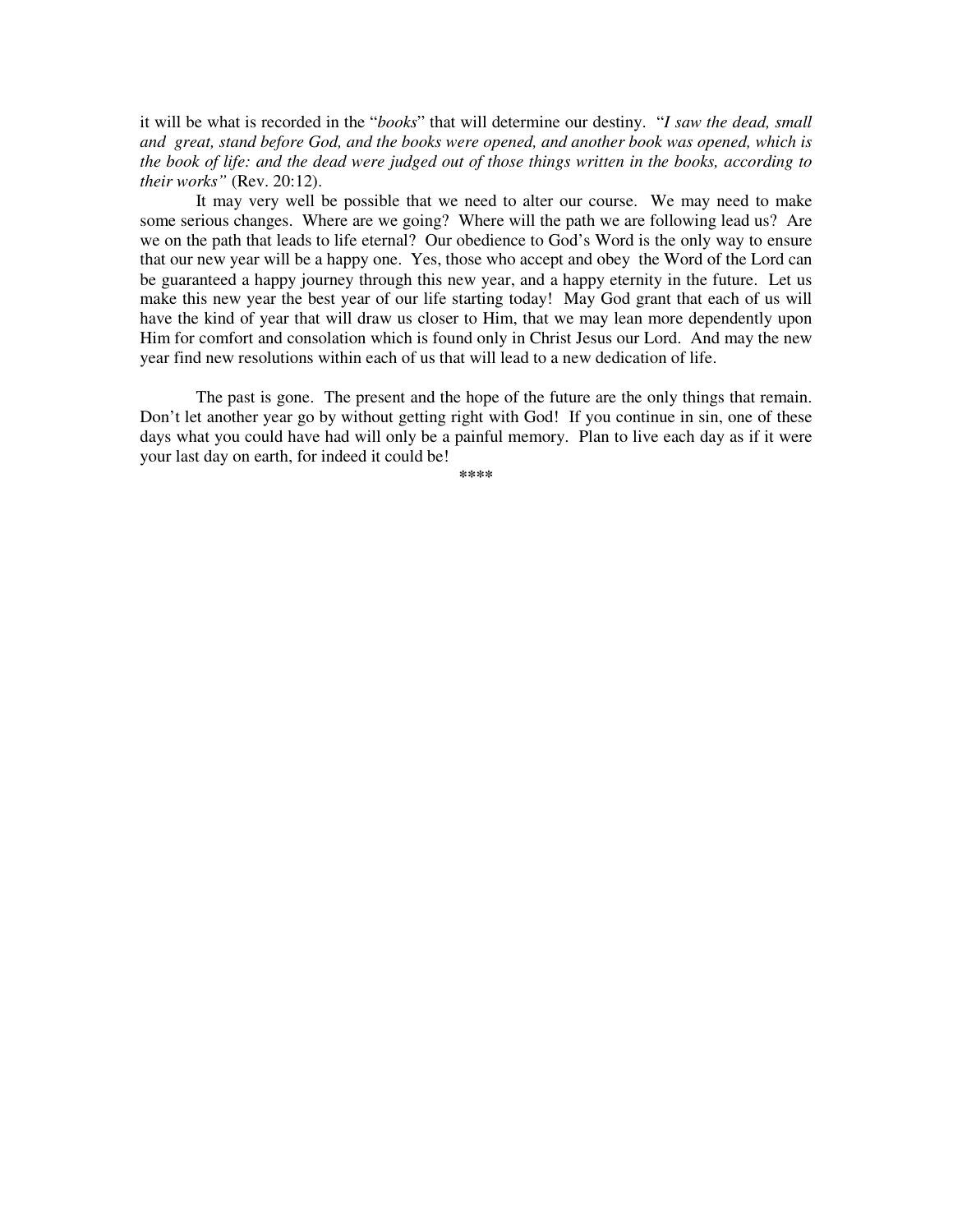it will be what is recorded in the "*books*" that will determine our destiny. "*I saw the dead, small and great, stand before God, and the books were opened, and another book was opened, which is the book of life: and the dead were judged out of those things written in the books, according to their works"* (Rev. 20:12).

It may very well be possible that we need to alter our course. We may need to make some serious changes. Where are we going? Where will the path we are following lead us? Are we on the path that leads to life eternal? Our obedience to God's Word is the only way to ensure that our new year will be a happy one. Yes, those who accept and obey the Word of the Lord can be guaranteed a happy journey through this new year, and a happy eternity in the future. Let us make this new year the best year of our life starting today! May God grant that each of us will have the kind of year that will draw us closer to Him, that we may lean more dependently upon Him for comfort and consolation which is found only in Christ Jesus our Lord. And may the new year find new resolutions within each of us that will lead to a new dedication of life.

The past is gone. The present and the hope of the future are the only things that remain. Don't let another year go by without getting right with God! If you continue in sin, one of these days what you could have had will only be a painful memory. Plan to live each day as if it were your last day on earth, for indeed it could be!

****